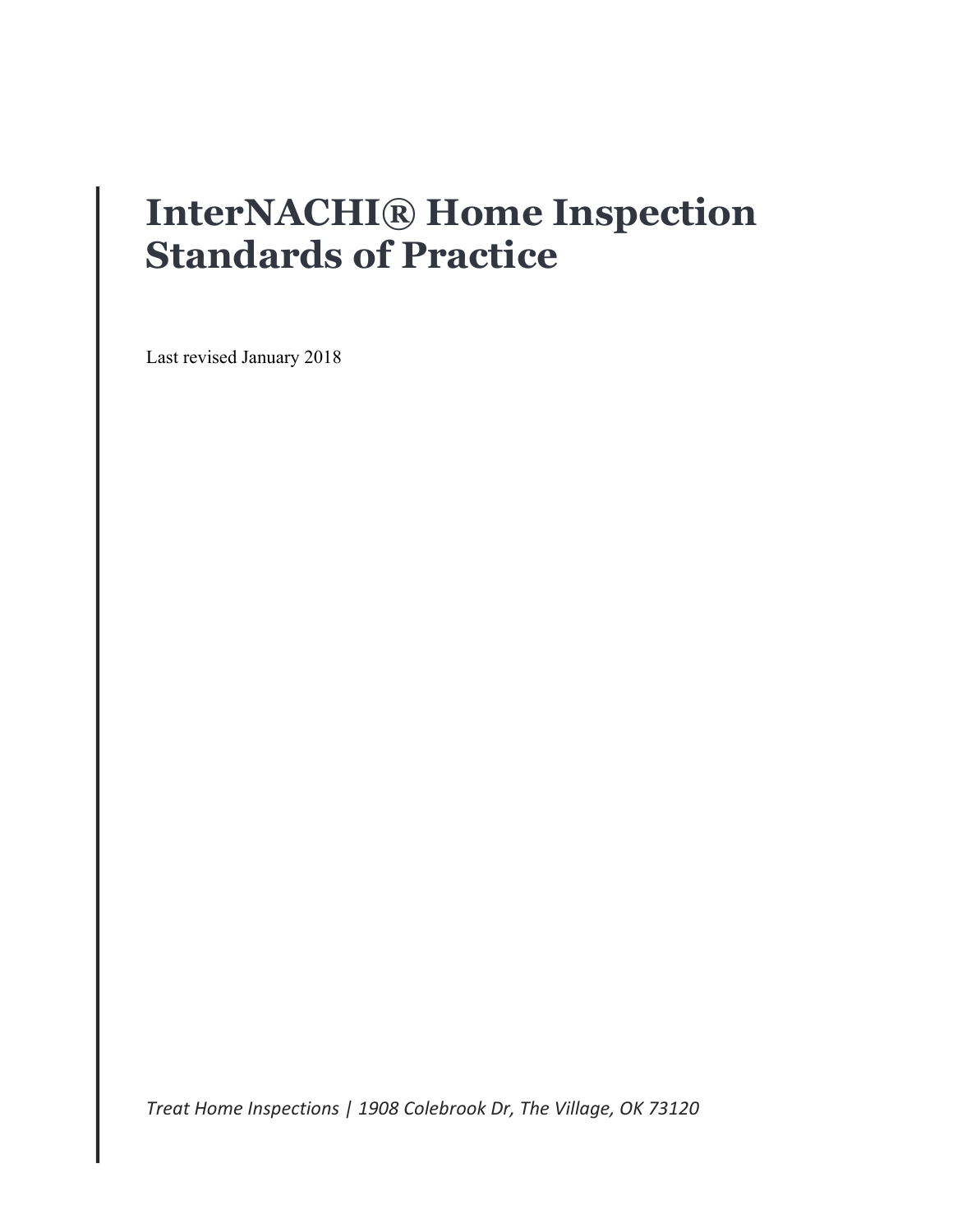# InterNACHI® Home Inspection Standards of Practice

Last revised January 2018

*Treat Home Inspections | 1908 Colebrook Dr, The Village, OK 73120*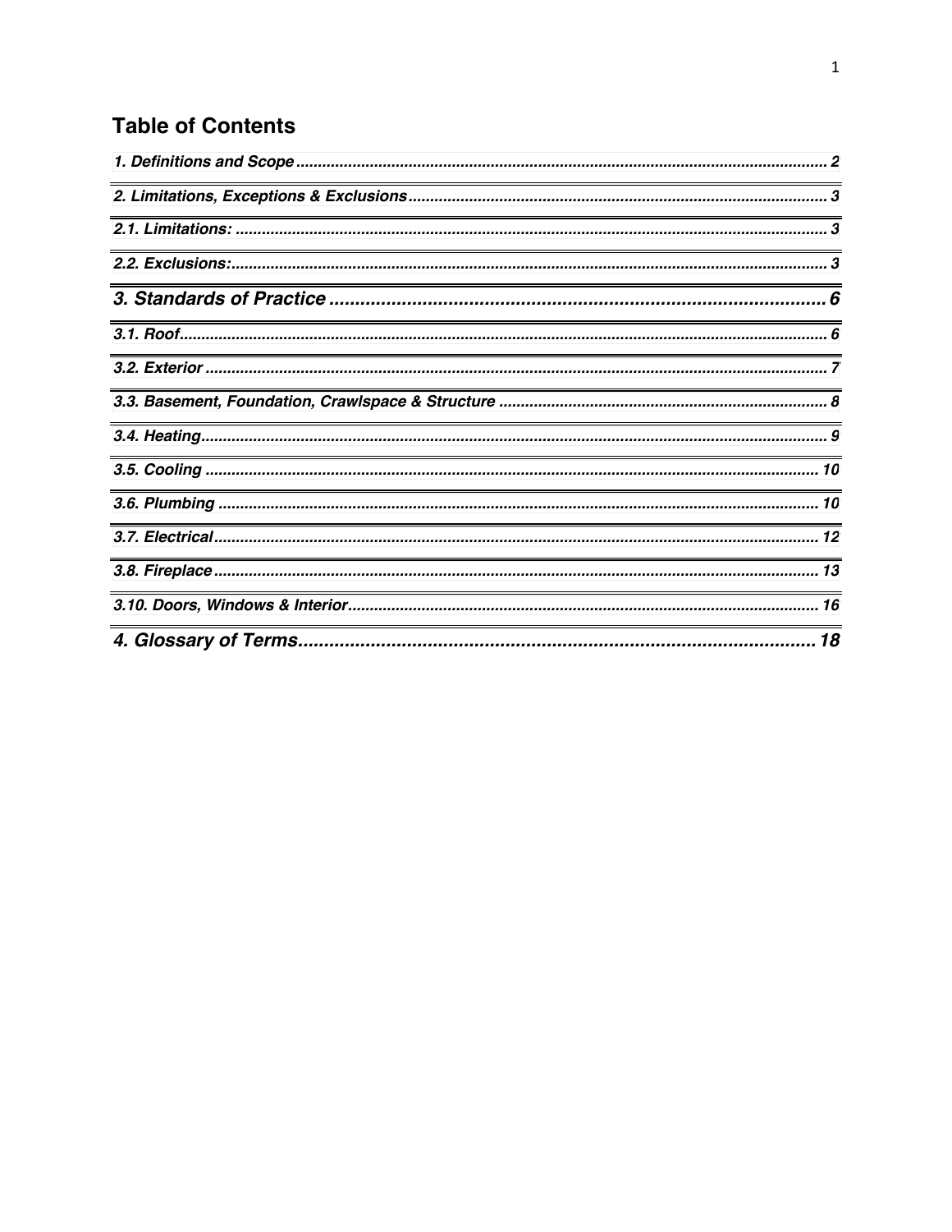## Table of Contents

*1. Definitions and Scope* ........ *2*

*2. Limitations, Exceptions & Exclusions* ........ *3*

*2.1. Limitations:* ........ *3*

*2.2. Exclusions:* ........ *3*

***3. Standards of Practice* ........ *6***

*3.1. Roof* ........ *6*

*3.2. Exterior* ........ *7*

*3.3. Basement, Foundation, Crawlspace & Structure* ........ *8*

*3.4. Heating* ........ *9*

*3.5. Cooling* ........ *10*

*3.6. Plumbing* ........ *10*

*3.7. Electrical* ........ *12*

*3.8. Fireplace* ........ *13*

*3.10. Doors, Windows & Interior* ........ *16*

***4. Glossary of Terms* ........ *18***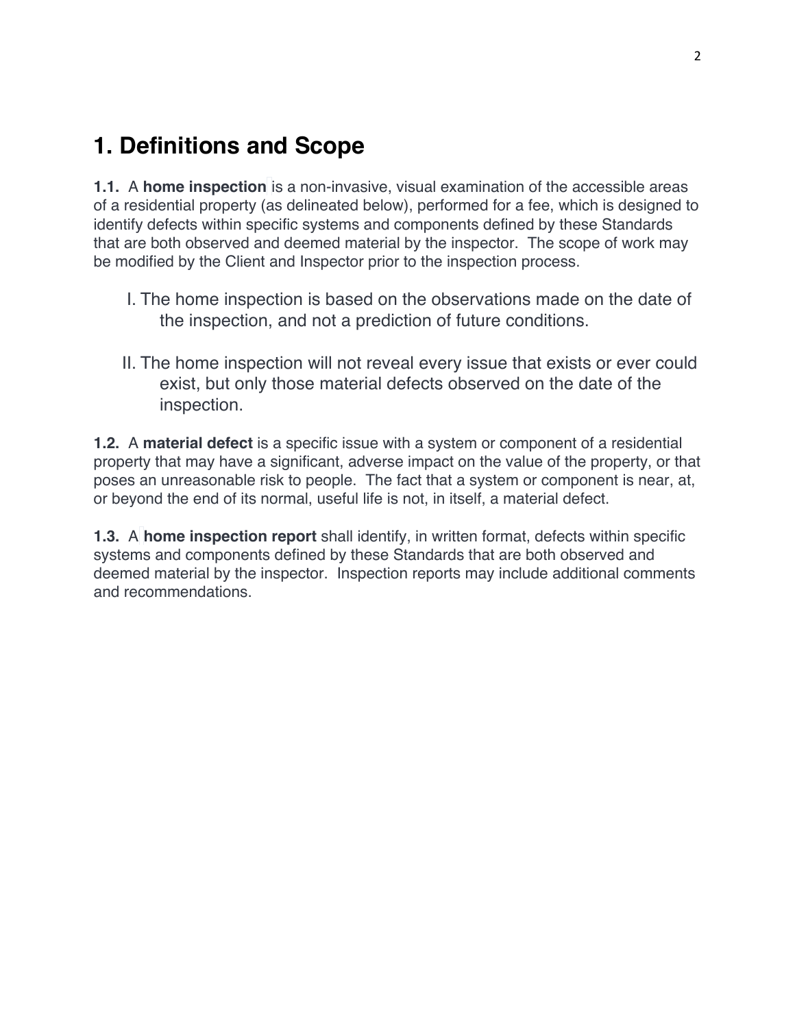# 1. Definitions and Scope

**1.1.** A **home inspection** is a non-invasive, visual examination of the accessible areas of a residential property (as delineated below), performed for a fee, which is designed to identify defects within specific systems and components defined by these Standards that are both observed and deemed material by the inspector. The scope of work may be modified by the Client and Inspector prior to the inspection process.

I. The home inspection is based on the observations made on the date of the inspection, and not a prediction of future conditions.

II. The home inspection will not reveal every issue that exists or ever could exist, but only those material defects observed on the date of the inspection.

**1.2.** A **material defect** is a specific issue with a system or component of a residential property that may have a significant, adverse impact on the value of the property, or that poses an unreasonable risk to people. The fact that a system or component is near, at, or beyond the end of its normal, useful life is not, in itself, a material defect.

**1.3.** A **home inspection report** shall identify, in written format, defects within specific systems and components defined by these Standards that are both observed and deemed material by the inspector. Inspection reports may include additional comments and recommendations.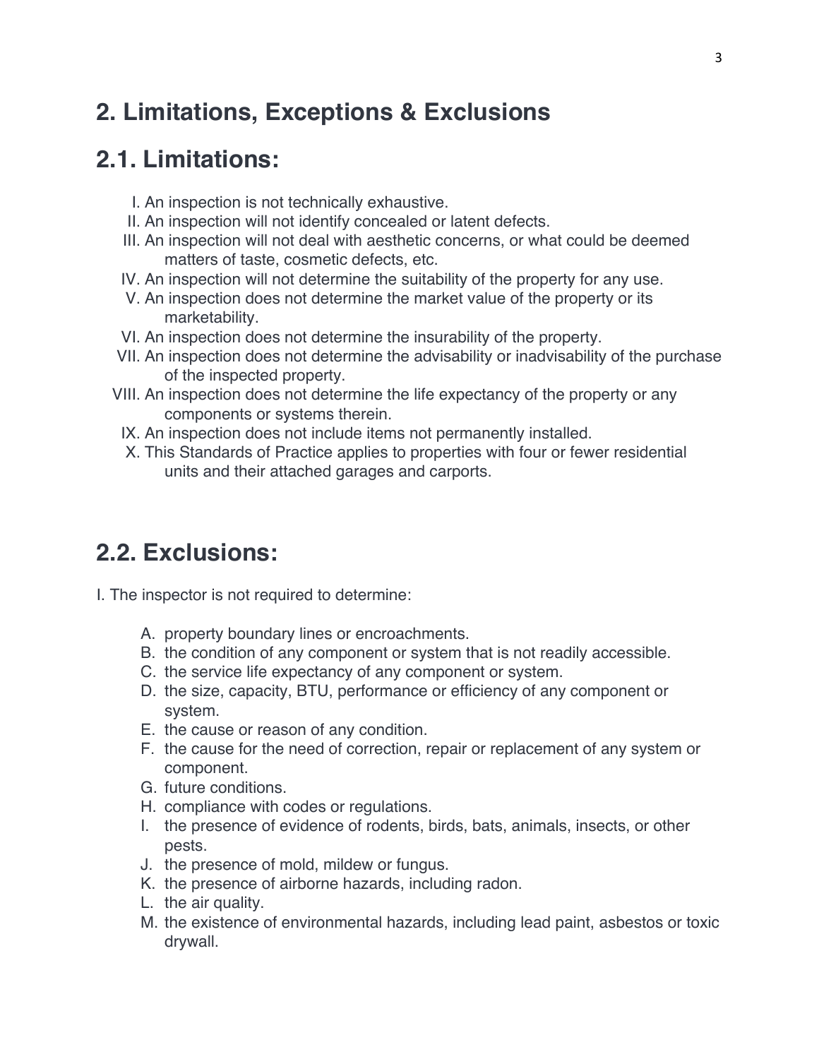# 2. Limitations, Exceptions & Exclusions

# 2.1. Limitations:

I. An inspection is not technically exhaustive.
II. An inspection will not identify concealed or latent defects.
III. An inspection will not deal with aesthetic concerns, or what could be deemed matters of taste, cosmetic defects, etc.
IV. An inspection will not determine the suitability of the property for any use.
V. An inspection does not determine the market value of the property or its marketability.
VI. An inspection does not determine the insurability of the property.
VII. An inspection does not determine the advisability or inadvisability of the purchase of the inspected property.
VIII. An inspection does not determine the life expectancy of the property or any components or systems therein.
IX. An inspection does not include items not permanently installed.
X. This Standards of Practice applies to properties with four or fewer residential units and their attached garages and carports.

# 2.2. Exclusions:

I. The inspector is not required to determine:

A. property boundary lines or encroachments.
B. the condition of any component or system that is not readily accessible.
C. the service life expectancy of any component or system.
D. the size, capacity, BTU, performance or efficiency of any component or system.
E. the cause or reason of any condition.
F. the cause for the need of correction, repair or replacement of any system or component.
G. future conditions.
H. compliance with codes or regulations.
I. the presence of evidence of rodents, birds, bats, animals, insects, or other pests.
J. the presence of mold, mildew or fungus.
K. the presence of airborne hazards, including radon.
L. the air quality.
M. the existence of environmental hazards, including lead paint, asbestos or toxic drywall.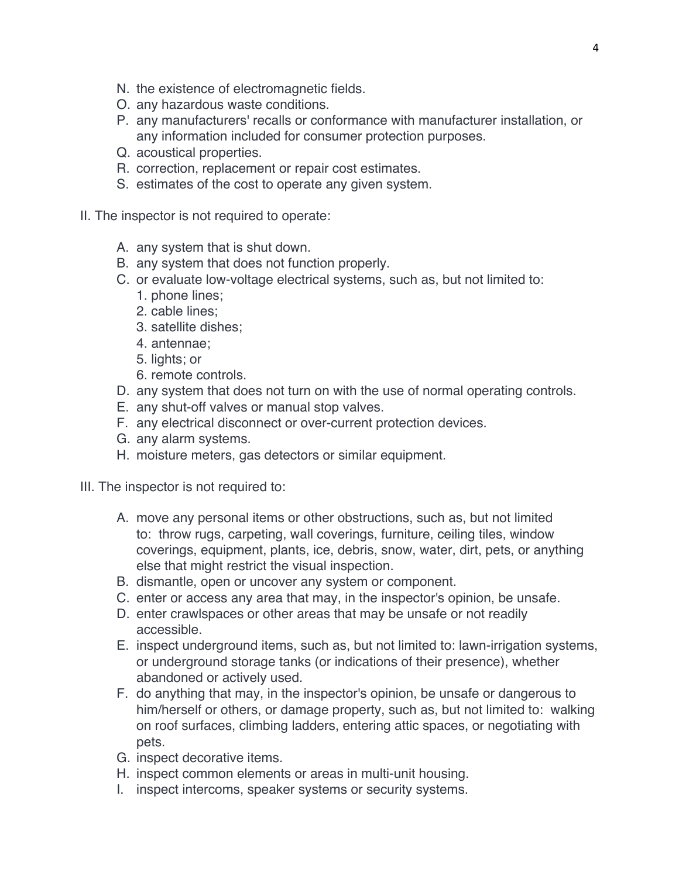N. the existence of electromagnetic fields.
O. any hazardous waste conditions.
P. any manufacturers' recalls or conformance with manufacturer installation, or any information included for consumer protection purposes.
Q. acoustical properties.
R. correction, replacement or repair cost estimates.
S. estimates of the cost to operate any given system.

II. The inspector is not required to operate:

A. any system that is shut down.
B. any system that does not function properly.
C. or evaluate low-voltage electrical systems, such as, but not limited to:
   1. phone lines;
   2. cable lines;
   3. satellite dishes;
   4. antennae;
   5. lights; or
   6. remote controls.
D. any system that does not turn on with the use of normal operating controls.
E. any shut-off valves or manual stop valves.
F. any electrical disconnect or over-current protection devices.
G. any alarm systems.
H. moisture meters, gas detectors or similar equipment.

III. The inspector is not required to:

A. move any personal items or other obstructions, such as, but not limited to: throw rugs, carpeting, wall coverings, furniture, ceiling tiles, window coverings, equipment, plants, ice, debris, snow, water, dirt, pets, or anything else that might restrict the visual inspection.
B. dismantle, open or uncover any system or component.
C. enter or access any area that may, in the inspector's opinion, be unsafe.
D. enter crawlspaces or other areas that may be unsafe or not readily accessible.
E. inspect underground items, such as, but not limited to: lawn-irrigation systems, or underground storage tanks (or indications of their presence), whether abandoned or actively used.
F. do anything that may, in the inspector's opinion, be unsafe or dangerous to him/herself or others, or damage property, such as, but not limited to: walking on roof surfaces, climbing ladders, entering attic spaces, or negotiating with pets.
G. inspect decorative items.
H. inspect common elements or areas in multi-unit housing.
I. inspect intercoms, speaker systems or security systems.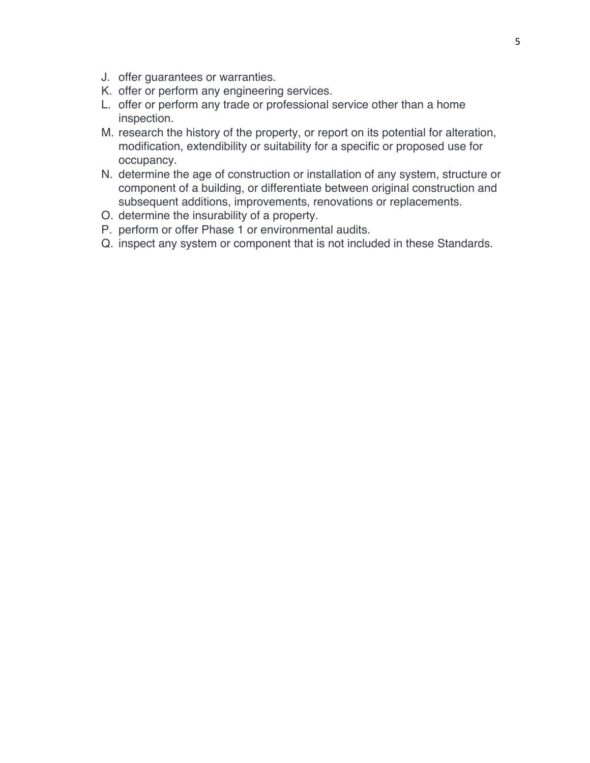J. offer guarantees or warranties.
K. offer or perform any engineering services.
L. offer or perform any trade or professional service other than a home inspection.
M. research the history of the property, or report on its potential for alteration, modification, extendibility or suitability for a specific or proposed use for occupancy.
N. determine the age of construction or installation of any system, structure or component of a building, or differentiate between original construction and subsequent additions, improvements, renovations or replacements.
O. determine the insurability of a property.
P. perform or offer Phase 1 or environmental audits.
Q. inspect any system or component that is not included in these Standards.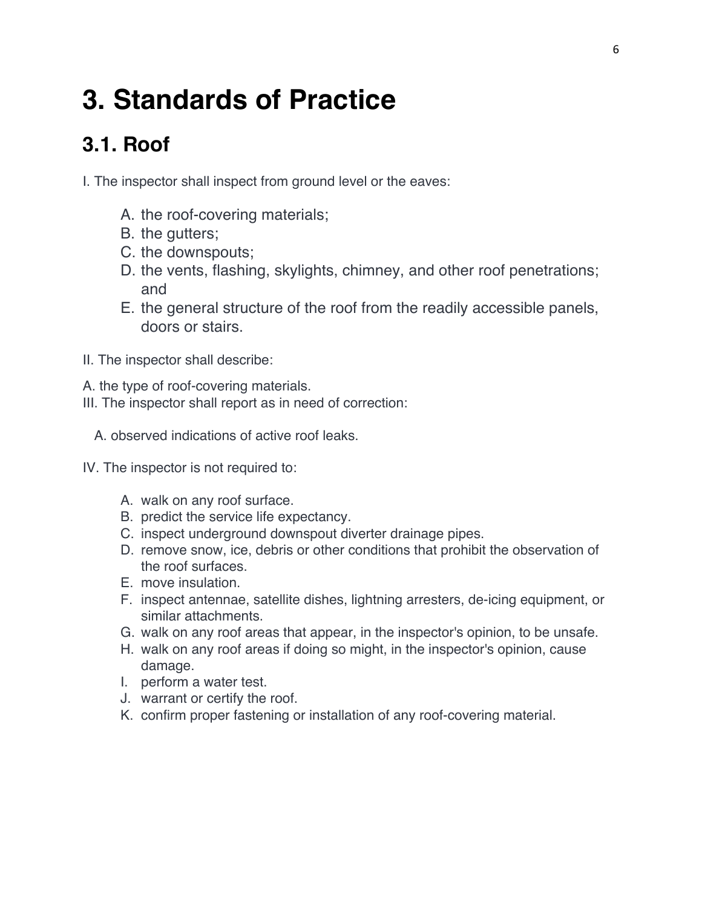# 3. Standards of Practice

## 3.1. Roof

I. The inspector shall inspect from ground level or the eaves:

A. the roof-covering materials;
B. the gutters;
C. the downspouts;
D. the vents, flashing, skylights, chimney, and other roof penetrations; and
E. the general structure of the roof from the readily accessible panels, doors or stairs.

II. The inspector shall describe:

A. the type of roof-covering materials.

III. The inspector shall report as in need of correction:

A. observed indications of active roof leaks.

IV. The inspector is not required to:

A. walk on any roof surface.
B. predict the service life expectancy.
C. inspect underground downspout diverter drainage pipes.
D. remove snow, ice, debris or other conditions that prohibit the observation of the roof surfaces.
E. move insulation.
F. inspect antennae, satellite dishes, lightning arresters, de-icing equipment, or similar attachments.
G. walk on any roof areas that appear, in the inspector's opinion, to be unsafe.
H. walk on any roof areas if doing so might, in the inspector's opinion, cause damage.
I. perform a water test.
J. warrant or certify the roof.
K. confirm proper fastening or installation of any roof-covering material.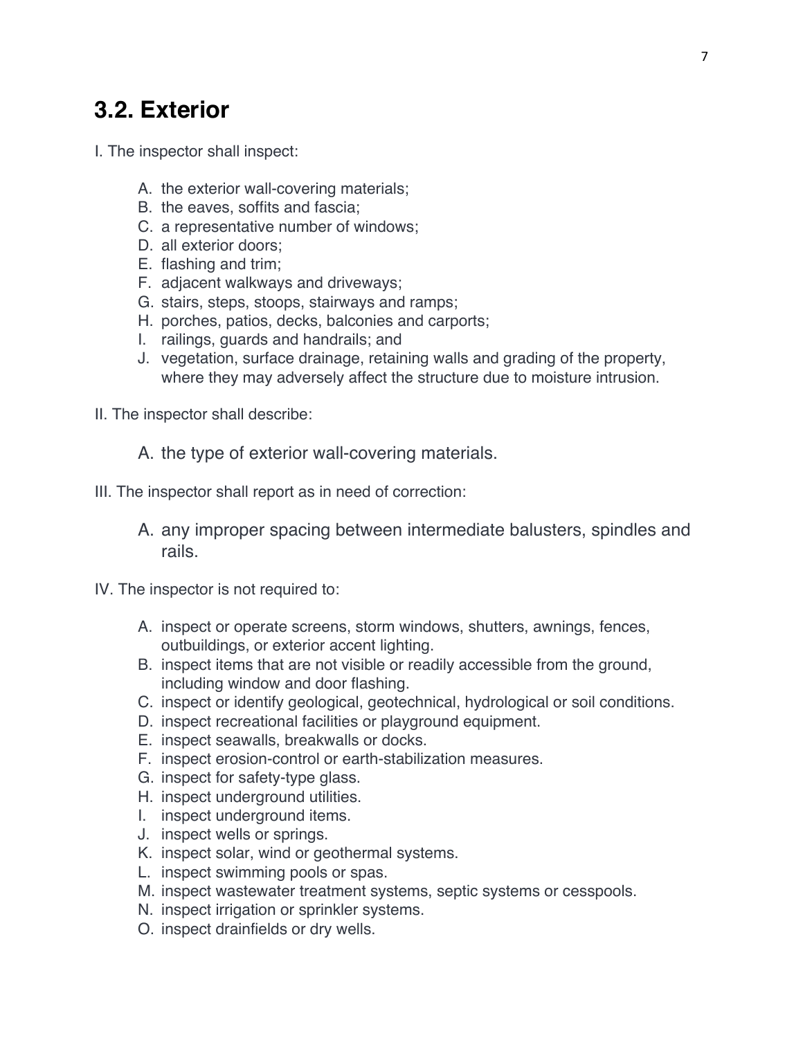## 3.2. Exterior

I. The inspector shall inspect:

A. the exterior wall-covering materials;
B. the eaves, soffits and fascia;
C. a representative number of windows;
D. all exterior doors;
E. flashing and trim;
F. adjacent walkways and driveways;
G. stairs, steps, stoops, stairways and ramps;
H. porches, patios, decks, balconies and carports;
I. railings, guards and handrails; and
J. vegetation, surface drainage, retaining walls and grading of the property, where they may adversely affect the structure due to moisture intrusion.

II. The inspector shall describe:

A. the type of exterior wall-covering materials.

III. The inspector shall report as in need of correction:

A. any improper spacing between intermediate balusters, spindles and rails.

IV. The inspector is not required to:

A. inspect or operate screens, storm windows, shutters, awnings, fences, outbuildings, or exterior accent lighting.
B. inspect items that are not visible or readily accessible from the ground, including window and door flashing.
C. inspect or identify geological, geotechnical, hydrological or soil conditions.
D. inspect recreational facilities or playground equipment.
E. inspect seawalls, breakwalls or docks.
F. inspect erosion-control or earth-stabilization measures.
G. inspect for safety-type glass.
H. inspect underground utilities.
I. inspect underground items.
J. inspect wells or springs.
K. inspect solar, wind or geothermal systems.
L. inspect swimming pools or spas.
M. inspect wastewater treatment systems, septic systems or cesspools.
N. inspect irrigation or sprinkler systems.
O. inspect drainfields or dry wells.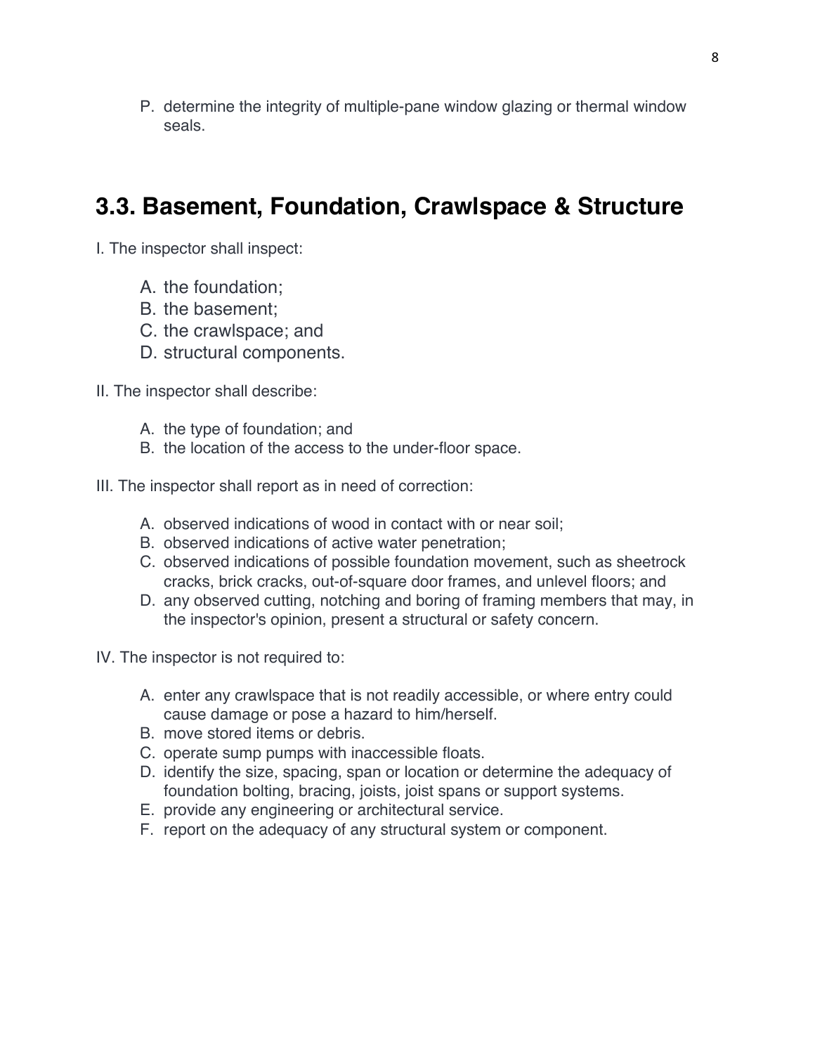P. determine the integrity of multiple-pane window glazing or thermal window seals.

## 3.3. Basement, Foundation, Crawlspace & Structure

I. The inspector shall inspect:

A. the foundation;
B. the basement;
C. the crawlspace; and
D. structural components.

II. The inspector shall describe:

A. the type of foundation; and
B. the location of the access to the under-floor space.

III. The inspector shall report as in need of correction:

A. observed indications of wood in contact with or near soil;
B. observed indications of active water penetration;
C. observed indications of possible foundation movement, such as sheetrock cracks, brick cracks, out-of-square door frames, and unlevel floors; and
D. any observed cutting, notching and boring of framing members that may, in the inspector's opinion, present a structural or safety concern.

IV. The inspector is not required to:

A. enter any crawlspace that is not readily accessible, or where entry could cause damage or pose a hazard to him/herself.
B. move stored items or debris.
C. operate sump pumps with inaccessible floats.
D. identify the size, spacing, span or location or determine the adequacy of foundation bolting, bracing, joists, joist spans or support systems.
E. provide any engineering or architectural service.
F. report on the adequacy of any structural system or component.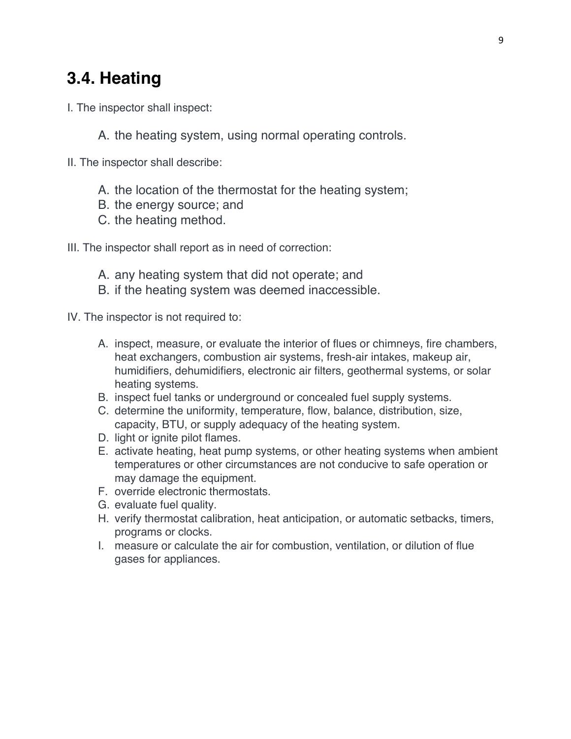## 3.4. Heating

I. The inspector shall inspect:

A. the heating system, using normal operating controls.

II. The inspector shall describe:

A. the location of the thermostat for the heating system;
B. the energy source; and
C. the heating method.

III. The inspector shall report as in need of correction:

A. any heating system that did not operate; and
B. if the heating system was deemed inaccessible.

IV. The inspector is not required to:

A. inspect, measure, or evaluate the interior of flues or chimneys, fire chambers, heat exchangers, combustion air systems, fresh-air intakes, makeup air, humidifiers, dehumidifiers, electronic air filters, geothermal systems, or solar heating systems.
B. inspect fuel tanks or underground or concealed fuel supply systems.
C. determine the uniformity, temperature, flow, balance, distribution, size, capacity, BTU, or supply adequacy of the heating system.
D. light or ignite pilot flames.
E. activate heating, heat pump systems, or other heating systems when ambient temperatures or other circumstances are not conducive to safe operation or may damage the equipment.
F. override electronic thermostats.
G. evaluate fuel quality.
H. verify thermostat calibration, heat anticipation, or automatic setbacks, timers, programs or clocks.
I. measure or calculate the air for combustion, ventilation, or dilution of flue gases for appliances.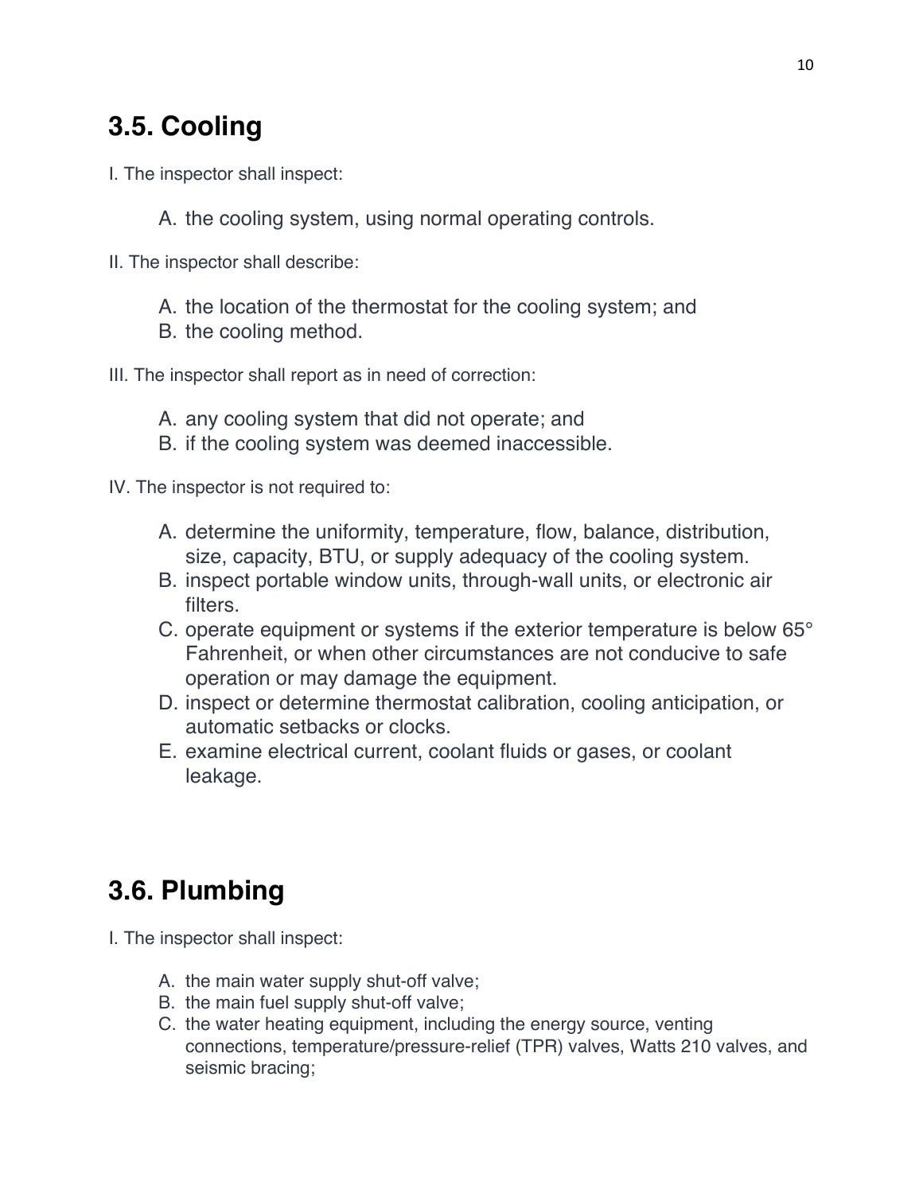## 3.5. Cooling

I. The inspector shall inspect:

A. the cooling system, using normal operating controls.

II. The inspector shall describe:

A. the location of the thermostat for the cooling system; and
B. the cooling method.

III. The inspector shall report as in need of correction:

A. any cooling system that did not operate; and
B. if the cooling system was deemed inaccessible.

IV. The inspector is not required to:

A. determine the uniformity, temperature, flow, balance, distribution, size, capacity, BTU, or supply adequacy of the cooling system.
B. inspect portable window units, through-wall units, or electronic air filters.
C. operate equipment or systems if the exterior temperature is below 65° Fahrenheit, or when other circumstances are not conducive to safe operation or may damage the equipment.
D. inspect or determine thermostat calibration, cooling anticipation, or automatic setbacks or clocks.
E. examine electrical current, coolant fluids or gases, or coolant leakage.

## 3.6. Plumbing

I. The inspector shall inspect:

A. the main water supply shut-off valve;
B. the main fuel supply shut-off valve;
C. the water heating equipment, including the energy source, venting connections, temperature/pressure-relief (TPR) valves, Watts 210 valves, and seismic bracing;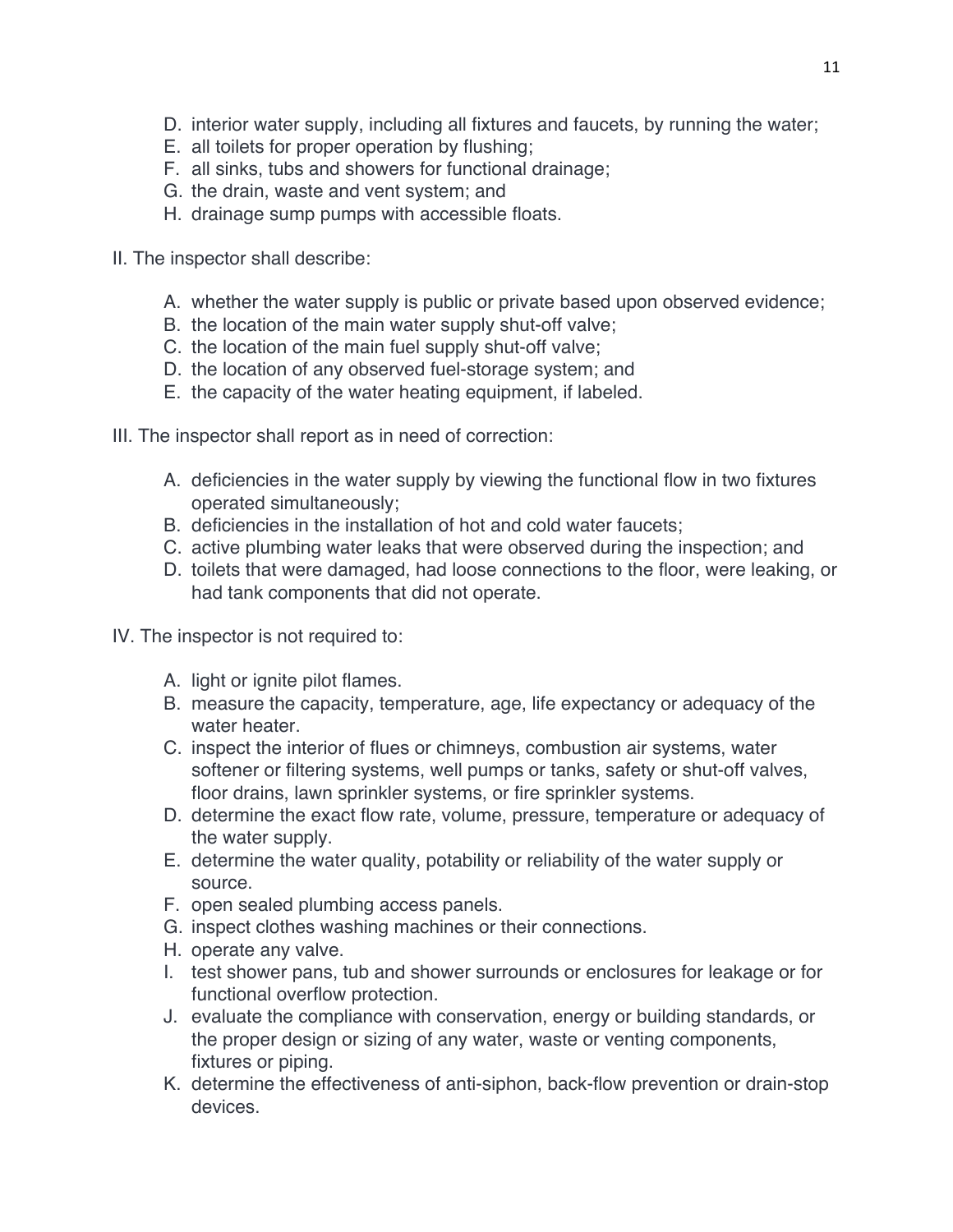D. interior water supply, including all fixtures and faucets, by running the water;
E. all toilets for proper operation by flushing;
F. all sinks, tubs and showers for functional drainage;
G. the drain, waste and vent system; and
H. drainage sump pumps with accessible floats.

II. The inspector shall describe:

A. whether the water supply is public or private based upon observed evidence;
B. the location of the main water supply shut-off valve;
C. the location of the main fuel supply shut-off valve;
D. the location of any observed fuel-storage system; and
E. the capacity of the water heating equipment, if labeled.

III. The inspector shall report as in need of correction:

A. deficiencies in the water supply by viewing the functional flow in two fixtures operated simultaneously;
B. deficiencies in the installation of hot and cold water faucets;
C. active plumbing water leaks that were observed during the inspection; and
D. toilets that were damaged, had loose connections to the floor, were leaking, or had tank components that did not operate.

IV. The inspector is not required to:

A. light or ignite pilot flames.
B. measure the capacity, temperature, age, life expectancy or adequacy of the water heater.
C. inspect the interior of flues or chimneys, combustion air systems, water softener or filtering systems, well pumps or tanks, safety or shut-off valves, floor drains, lawn sprinkler systems, or fire sprinkler systems.
D. determine the exact flow rate, volume, pressure, temperature or adequacy of the water supply.
E. determine the water quality, potability or reliability of the water supply or source.
F. open sealed plumbing access panels.
G. inspect clothes washing machines or their connections.
H. operate any valve.
I. test shower pans, tub and shower surrounds or enclosures for leakage or for functional overflow protection.
J. evaluate the compliance with conservation, energy or building standards, or the proper design or sizing of any water, waste or venting components, fixtures or piping.
K. determine the effectiveness of anti-siphon, back-flow prevention or drain-stop devices.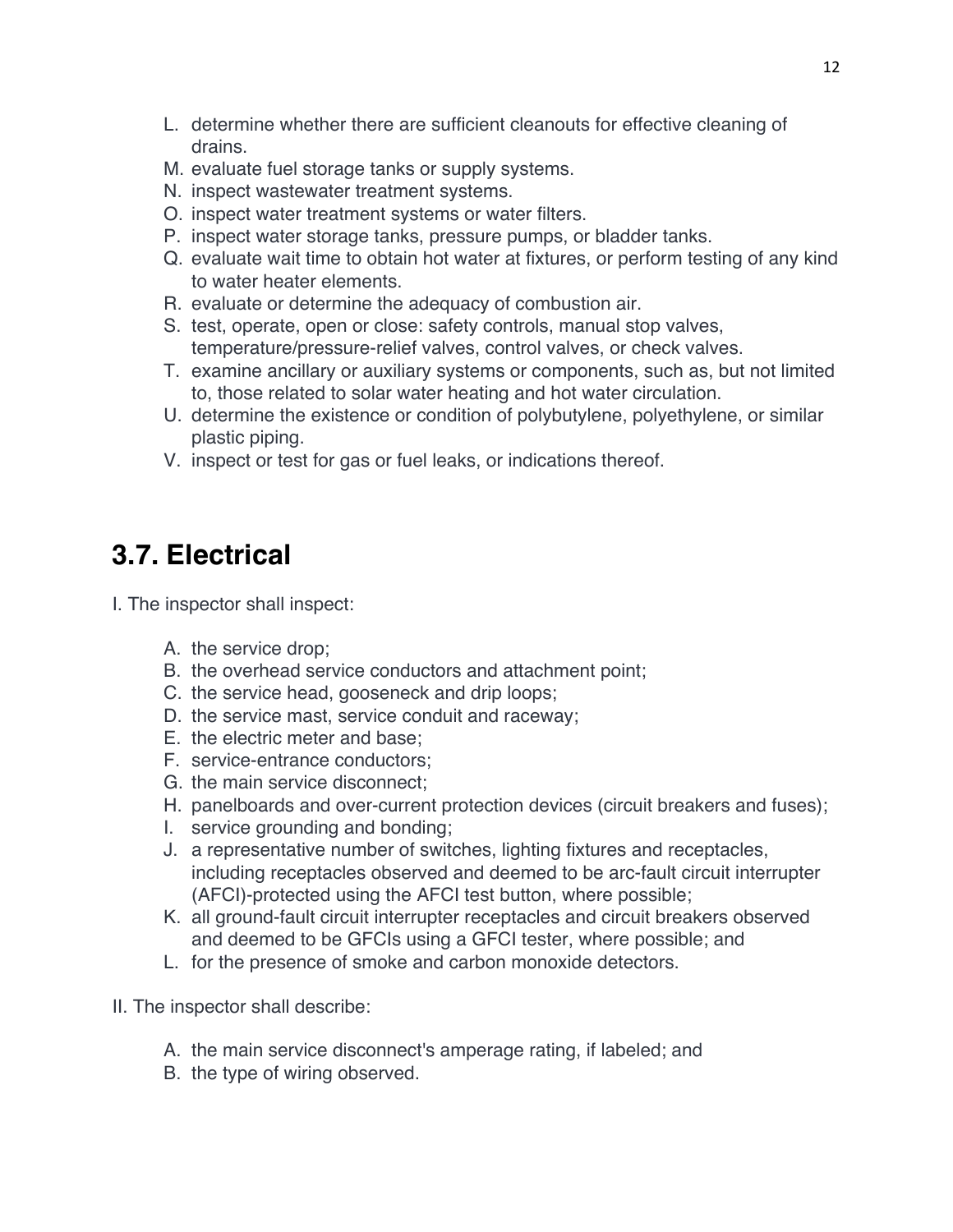L. determine whether there are sufficient cleanouts for effective cleaning of drains.
M. evaluate fuel storage tanks or supply systems.
N. inspect wastewater treatment systems.
O. inspect water treatment systems or water filters.
P. inspect water storage tanks, pressure pumps, or bladder tanks.
Q. evaluate wait time to obtain hot water at fixtures, or perform testing of any kind to water heater elements.
R. evaluate or determine the adequacy of combustion air.
S. test, operate, open or close: safety controls, manual stop valves, temperature/pressure-relief valves, control valves, or check valves.
T. examine ancillary or auxiliary systems or components, such as, but not limited to, those related to solar water heating and hot water circulation.
U. determine the existence or condition of polybutylene, polyethylene, or similar plastic piping.
V. inspect or test for gas or fuel leaks, or indications thereof.

## 3.7. Electrical

I. The inspector shall inspect:

A. the service drop;
B. the overhead service conductors and attachment point;
C. the service head, gooseneck and drip loops;
D. the service mast, service conduit and raceway;
E. the electric meter and base;
F. service-entrance conductors;
G. the main service disconnect;
H. panelboards and over-current protection devices (circuit breakers and fuses);
I. service grounding and bonding;
J. a representative number of switches, lighting fixtures and receptacles, including receptacles observed and deemed to be arc-fault circuit interrupter (AFCI)-protected using the AFCI test button, where possible;
K. all ground-fault circuit interrupter receptacles and circuit breakers observed and deemed to be GFCIs using a GFCI tester, where possible; and
L. for the presence of smoke and carbon monoxide detectors.

II. The inspector shall describe:

A. the main service disconnect's amperage rating, if labeled; and
B. the type of wiring observed.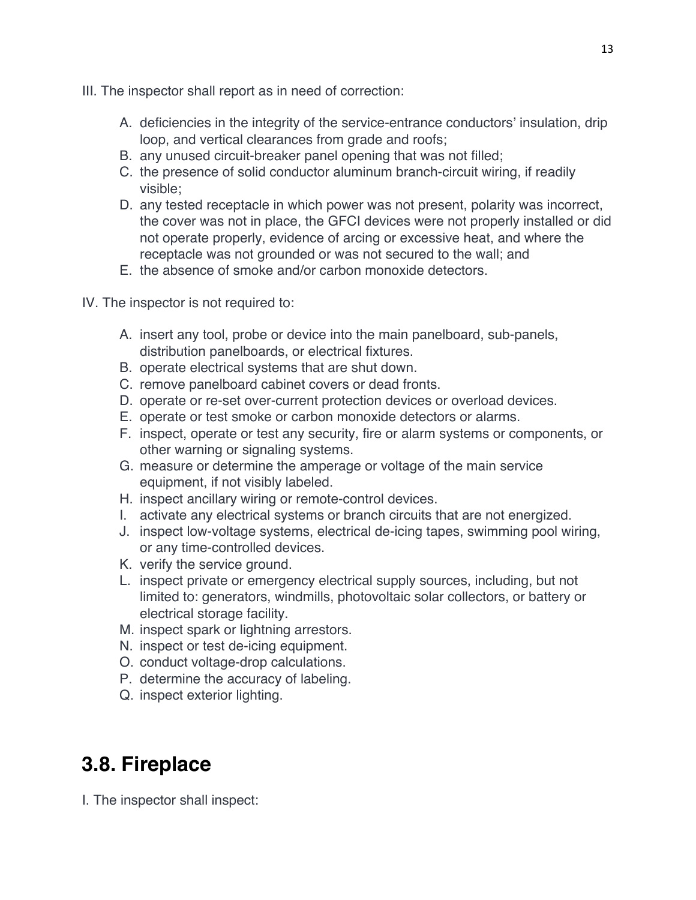III. The inspector shall report as in need of correction:

A. deficiencies in the integrity of the service-entrance conductors' insulation, drip loop, and vertical clearances from grade and roofs;
B. any unused circuit-breaker panel opening that was not filled;
C. the presence of solid conductor aluminum branch-circuit wiring, if readily visible;
D. any tested receptacle in which power was not present, polarity was incorrect, the cover was not in place, the GFCI devices were not properly installed or did not operate properly, evidence of arcing or excessive heat, and where the receptacle was not grounded or was not secured to the wall; and
E. the absence of smoke and/or carbon monoxide detectors.

IV. The inspector is not required to:

A. insert any tool, probe or device into the main panelboard, sub-panels, distribution panelboards, or electrical fixtures.
B. operate electrical systems that are shut down.
C. remove panelboard cabinet covers or dead fronts.
D. operate or re-set over-current protection devices or overload devices.
E. operate or test smoke or carbon monoxide detectors or alarms.
F. inspect, operate or test any security, fire or alarm systems or components, or other warning or signaling systems.
G. measure or determine the amperage or voltage of the main service equipment, if not visibly labeled.
H. inspect ancillary wiring or remote-control devices.
I. activate any electrical systems or branch circuits that are not energized.
J. inspect low-voltage systems, electrical de-icing tapes, swimming pool wiring, or any time-controlled devices.
K. verify the service ground.
L. inspect private or emergency electrical supply sources, including, but not limited to: generators, windmills, photovoltaic solar collectors, or battery or electrical storage facility.
M. inspect spark or lightning arrestors.
N. inspect or test de-icing equipment.
O. conduct voltage-drop calculations.
P. determine the accuracy of labeling.
Q. inspect exterior lighting.

## 3.8. Fireplace

I. The inspector shall inspect: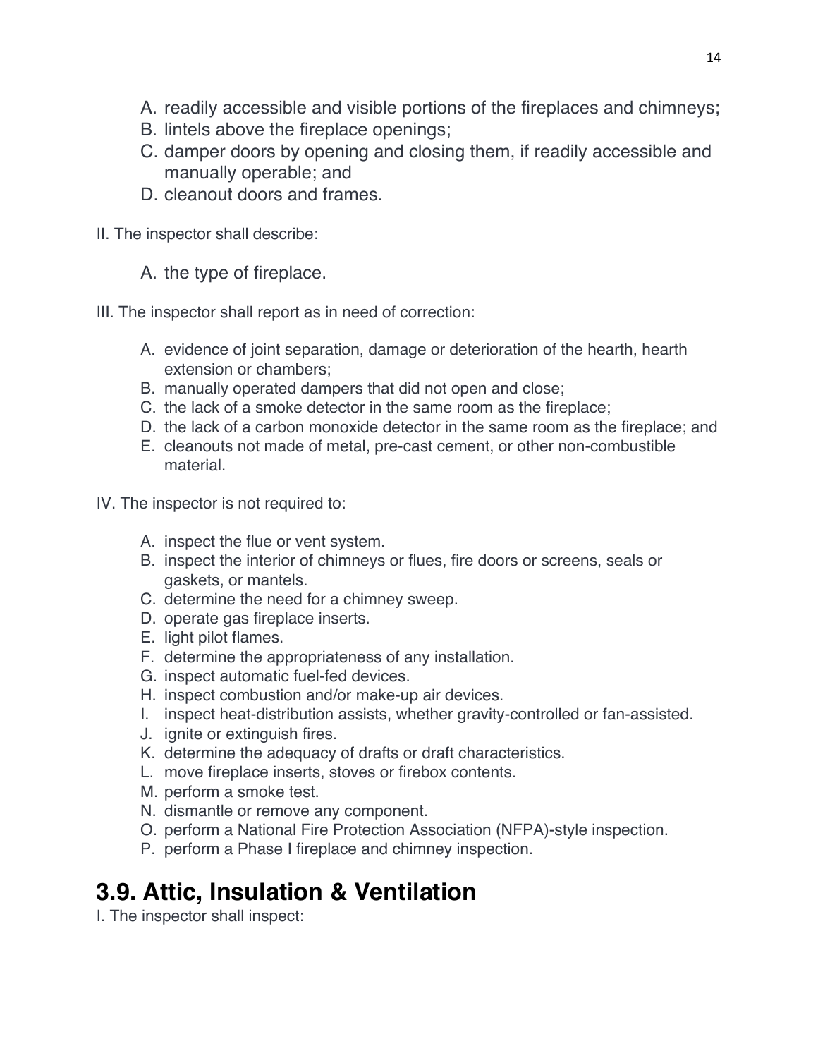A. readily accessible and visible portions of the fireplaces and chimneys;
B. lintels above the fireplace openings;
C. damper doors by opening and closing them, if readily accessible and manually operable; and
D. cleanout doors and frames.

II. The inspector shall describe:

A. the type of fireplace.

III. The inspector shall report as in need of correction:

A. evidence of joint separation, damage or deterioration of the hearth, hearth extension or chambers;
B. manually operated dampers that did not open and close;
C. the lack of a smoke detector in the same room as the fireplace;
D. the lack of a carbon monoxide detector in the same room as the fireplace; and
E. cleanouts not made of metal, pre-cast cement, or other non-combustible material.

IV. The inspector is not required to:

A. inspect the flue or vent system.
B. inspect the interior of chimneys or flues, fire doors or screens, seals or gaskets, or mantels.
C. determine the need for a chimney sweep.
D. operate gas fireplace inserts.
E. light pilot flames.
F. determine the appropriateness of any installation.
G. inspect automatic fuel-fed devices.
H. inspect combustion and/or make-up air devices.
I. inspect heat-distribution assists, whether gravity-controlled or fan-assisted.
J. ignite or extinguish fires.
K. determine the adequacy of drafts or draft characteristics.
L. move fireplace inserts, stoves or firebox contents.
M. perform a smoke test.
N. dismantle or remove any component.
O. perform a National Fire Protection Association (NFPA)-style inspection.
P. perform a Phase I fireplace and chimney inspection.

## 3.9. Attic, Insulation & Ventilation

I. The inspector shall inspect: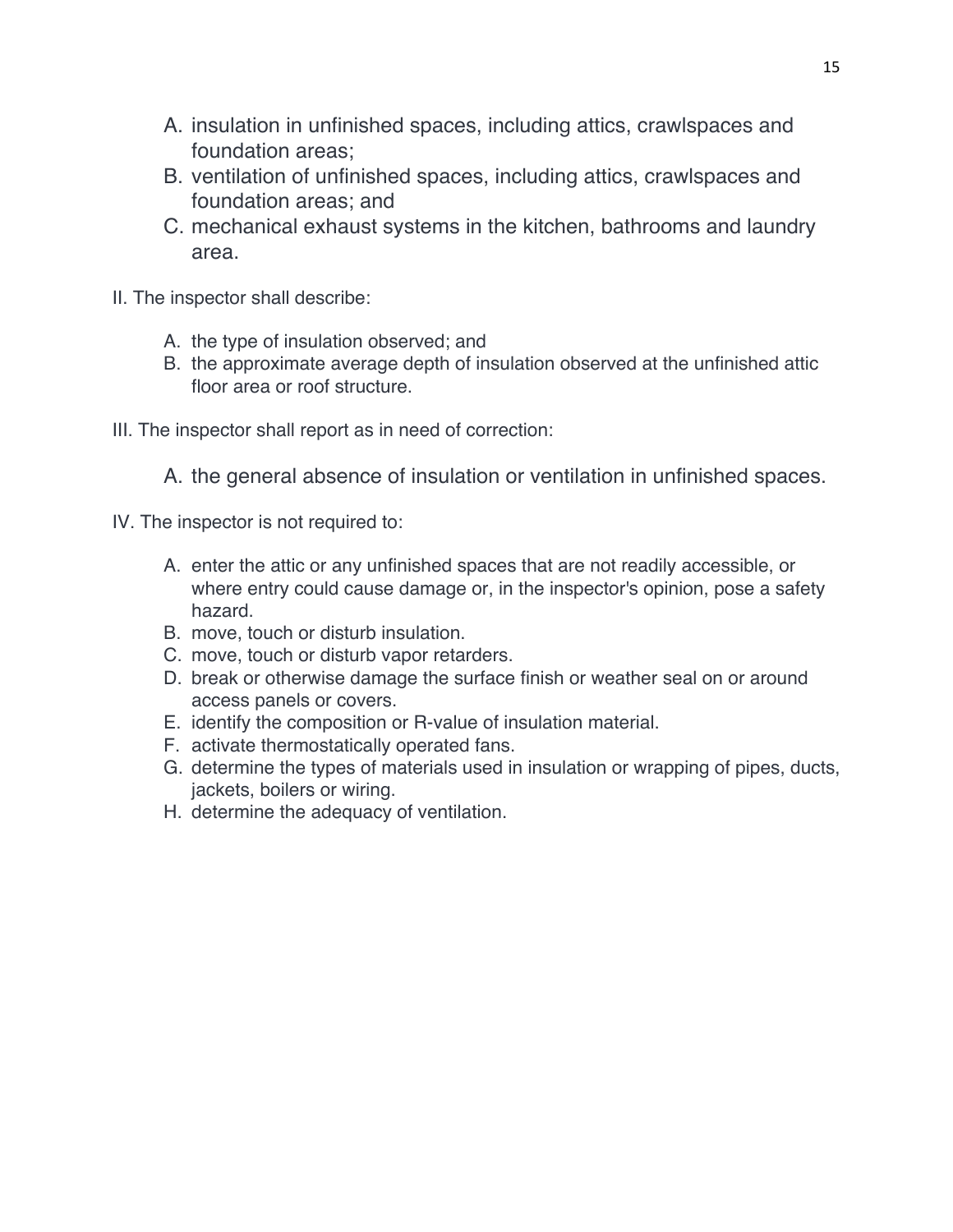A. insulation in unfinished spaces, including attics, crawlspaces and foundation areas;
B. ventilation of unfinished spaces, including attics, crawlspaces and foundation areas; and
C. mechanical exhaust systems in the kitchen, bathrooms and laundry area.

II. The inspector shall describe:

A. the type of insulation observed; and
B. the approximate average depth of insulation observed at the unfinished attic floor area or roof structure.

III. The inspector shall report as in need of correction:

A. the general absence of insulation or ventilation in unfinished spaces.

IV. The inspector is not required to:

A. enter the attic or any unfinished spaces that are not readily accessible, or where entry could cause damage or, in the inspector's opinion, pose a safety hazard.
B. move, touch or disturb insulation.
C. move, touch or disturb vapor retarders.
D. break or otherwise damage the surface finish or weather seal on or around access panels or covers.
E. identify the composition or R-value of insulation material.
F. activate thermostatically operated fans.
G. determine the types of materials used in insulation or wrapping of pipes, ducts, jackets, boilers or wiring.
H. determine the adequacy of ventilation.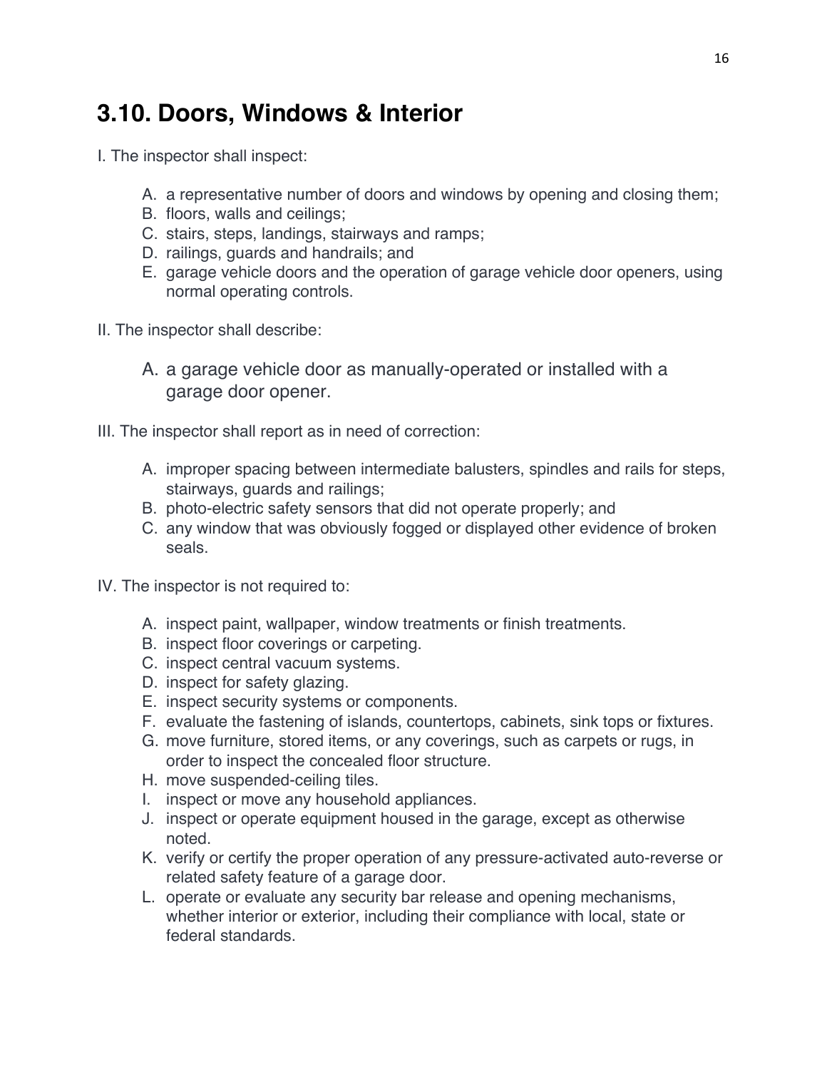## 3.10. Doors, Windows & Interior

I. The inspector shall inspect:

A. a representative number of doors and windows by opening and closing them;
B. floors, walls and ceilings;
C. stairs, steps, landings, stairways and ramps;
D. railings, guards and handrails; and
E. garage vehicle doors and the operation of garage vehicle door openers, using normal operating controls.

II. The inspector shall describe:

A. a garage vehicle door as manually-operated or installed with a garage door opener.

III. The inspector shall report as in need of correction:

A. improper spacing between intermediate balusters, spindles and rails for steps, stairways, guards and railings;
B. photo-electric safety sensors that did not operate properly; and
C. any window that was obviously fogged or displayed other evidence of broken seals.

IV. The inspector is not required to:

A. inspect paint, wallpaper, window treatments or finish treatments.
B. inspect floor coverings or carpeting.
C. inspect central vacuum systems.
D. inspect for safety glazing.
E. inspect security systems or components.
F. evaluate the fastening of islands, countertops, cabinets, sink tops or fixtures.
G. move furniture, stored items, or any coverings, such as carpets or rugs, in order to inspect the concealed floor structure.
H. move suspended-ceiling tiles.
I. inspect or move any household appliances.
J. inspect or operate equipment housed in the garage, except as otherwise noted.
K. verify or certify the proper operation of any pressure-activated auto-reverse or related safety feature of a garage door.
L. operate or evaluate any security bar release and opening mechanisms, whether interior or exterior, including their compliance with local, state or federal standards.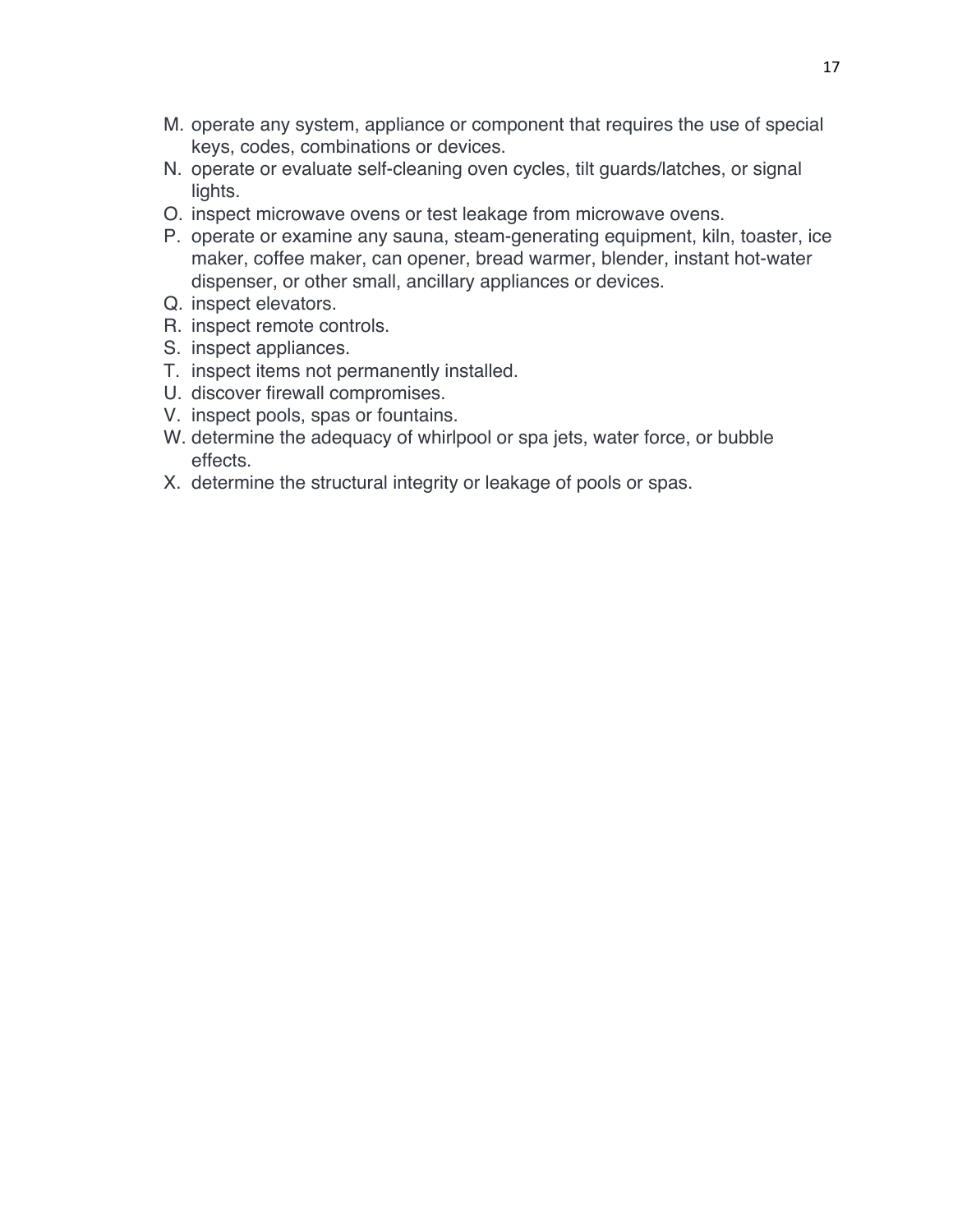M. operate any system, appliance or component that requires the use of special keys, codes, combinations or devices.
N. operate or evaluate self-cleaning oven cycles, tilt guards/latches, or signal lights.
O. inspect microwave ovens or test leakage from microwave ovens.
P. operate or examine any sauna, steam-generating equipment, kiln, toaster, ice maker, coffee maker, can opener, bread warmer, blender, instant hot-water dispenser, or other small, ancillary appliances or devices.
Q. inspect elevators.
R. inspect remote controls.
S. inspect appliances.
T. inspect items not permanently installed.
U. discover firewall compromises.
V. inspect pools, spas or fountains.
W. determine the adequacy of whirlpool or spa jets, water force, or bubble effects.
X. determine the structural integrity or leakage of pools or spas.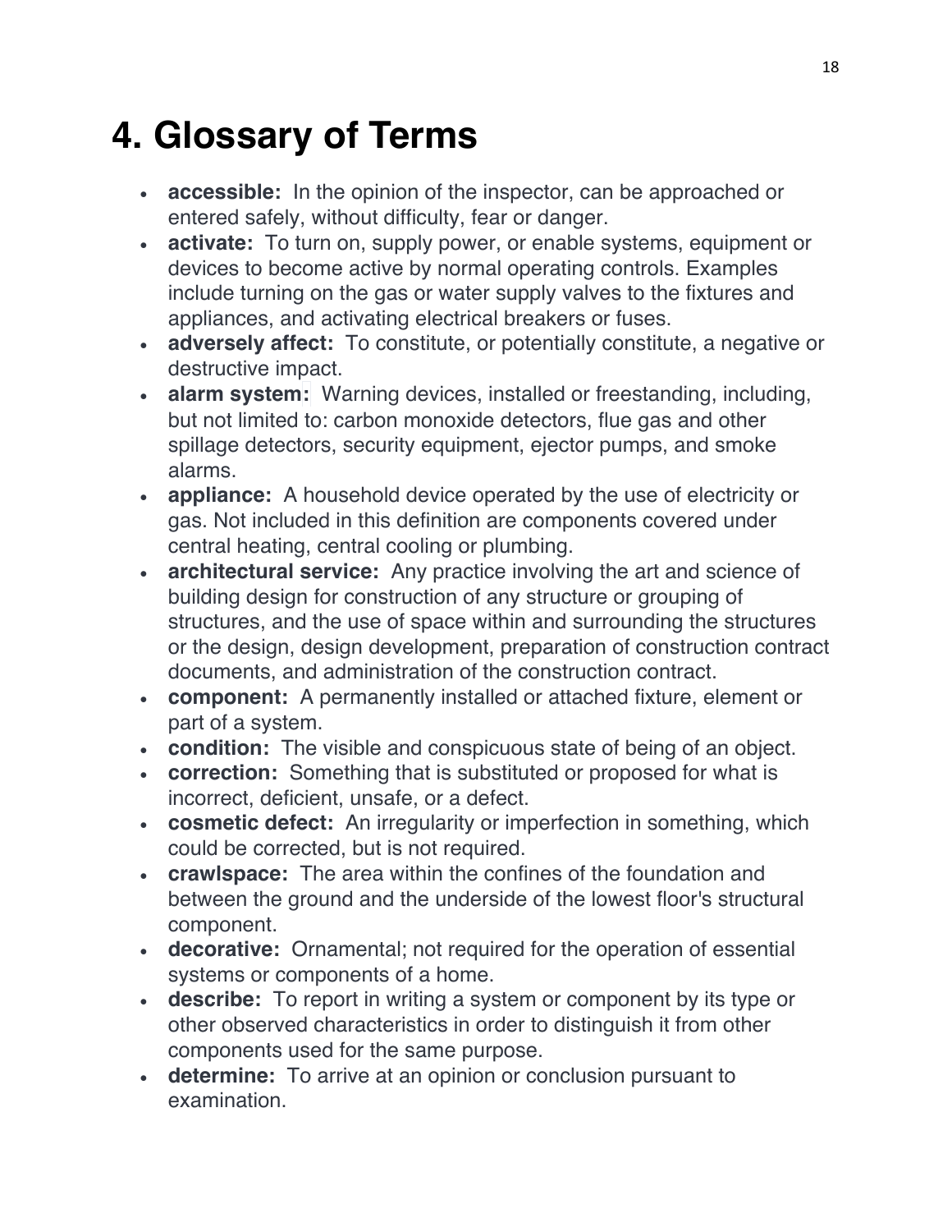# 4. Glossary of Terms

- **accessible:** In the opinion of the inspector, can be approached or entered safely, without difficulty, fear or danger.
- **activate:** To turn on, supply power, or enable systems, equipment or devices to become active by normal operating controls. Examples include turning on the gas or water supply valves to the fixtures and appliances, and activating electrical breakers or fuses.
- **adversely affect:** To constitute, or potentially constitute, a negative or destructive impact.
- **alarm system:** Warning devices, installed or freestanding, including, but not limited to: carbon monoxide detectors, flue gas and other spillage detectors, security equipment, ejector pumps, and smoke alarms.
- **appliance:** A household device operated by the use of electricity or gas. Not included in this definition are components covered under central heating, central cooling or plumbing.
- **architectural service:** Any practice involving the art and science of building design for construction of any structure or grouping of structures, and the use of space within and surrounding the structures or the design, design development, preparation of construction contract documents, and administration of the construction contract.
- **component:** A permanently installed or attached fixture, element or part of a system.
- **condition:** The visible and conspicuous state of being of an object.
- **correction:** Something that is substituted or proposed for what is incorrect, deficient, unsafe, or a defect.
- **cosmetic defect:** An irregularity or imperfection in something, which could be corrected, but is not required.
- **crawlspace:** The area within the confines of the foundation and between the ground and the underside of the lowest floor's structural component.
- **decorative:** Ornamental; not required for the operation of essential systems or components of a home.
- **describe:** To report in writing a system or component by its type or other observed characteristics in order to distinguish it from other components used for the same purpose.
- **determine:** To arrive at an opinion or conclusion pursuant to examination.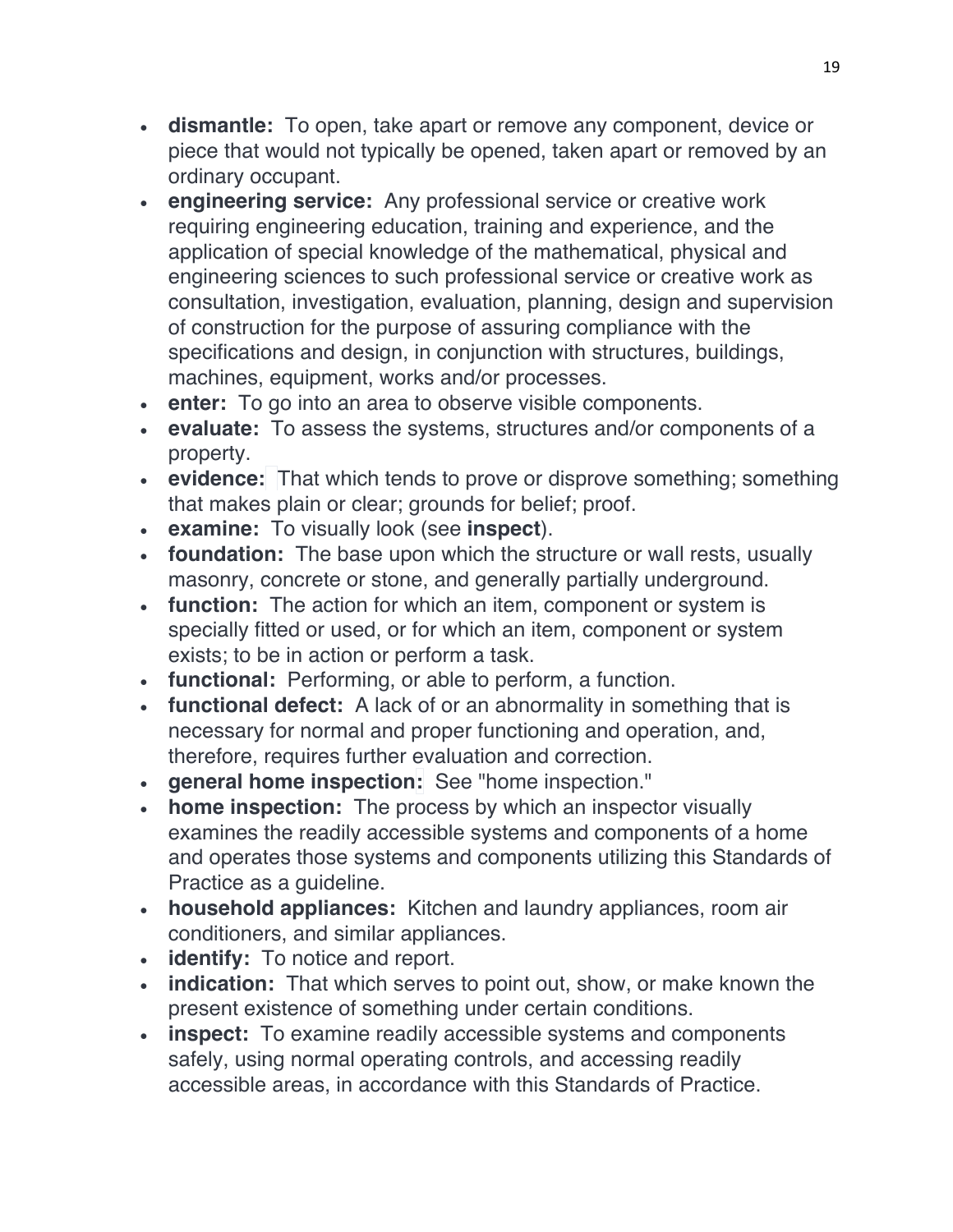- **dismantle:** To open, take apart or remove any component, device or piece that would not typically be opened, taken apart or removed by an ordinary occupant.
- **engineering service:** Any professional service or creative work requiring engineering education, training and experience, and the application of special knowledge of the mathematical, physical and engineering sciences to such professional service or creative work as consultation, investigation, evaluation, planning, design and supervision of construction for the purpose of assuring compliance with the specifications and design, in conjunction with structures, buildings, machines, equipment, works and/or processes.
- **enter:** To go into an area to observe visible components.
- **evaluate:** To assess the systems, structures and/or components of a property.
- **evidence:** That which tends to prove or disprove something; something that makes plain or clear; grounds for belief; proof.
- **examine:** To visually look (see **inspect**).
- **foundation:** The base upon which the structure or wall rests, usually masonry, concrete or stone, and generally partially underground.
- **function:** The action for which an item, component or system is specially fitted or used, or for which an item, component or system exists; to be in action or perform a task.
- **functional:** Performing, or able to perform, a function.
- **functional defect:** A lack of or an abnormality in something that is necessary for normal and proper functioning and operation, and, therefore, requires further evaluation and correction.
- **general home inspection:** See "home inspection."
- **home inspection:** The process by which an inspector visually examines the readily accessible systems and components of a home and operates those systems and components utilizing this Standards of Practice as a guideline.
- **household appliances:** Kitchen and laundry appliances, room air conditioners, and similar appliances.
- **identify:** To notice and report.
- **indication:** That which serves to point out, show, or make known the present existence of something under certain conditions.
- **inspect:** To examine readily accessible systems and components safely, using normal operating controls, and accessing readily accessible areas, in accordance with this Standards of Practice.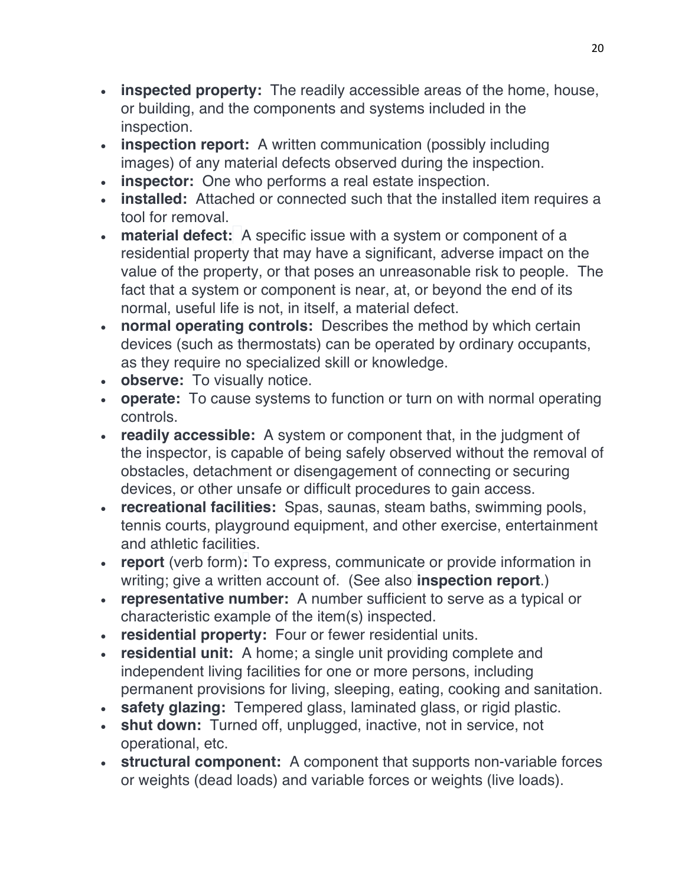- **inspected property:** The readily accessible areas of the home, house, or building, and the components and systems included in the inspection.
- **inspection report:** A written communication (possibly including images) of any material defects observed during the inspection.
- **inspector:** One who performs a real estate inspection.
- **installed:** Attached or connected such that the installed item requires a tool for removal.
- **material defect:** A specific issue with a system or component of a residential property that may have a significant, adverse impact on the value of the property, or that poses an unreasonable risk to people. The fact that a system or component is near, at, or beyond the end of its normal, useful life is not, in itself, a material defect.
- **normal operating controls:** Describes the method by which certain devices (such as thermostats) can be operated by ordinary occupants, as they require no specialized skill or knowledge.
- **observe:** To visually notice.
- **operate:** To cause systems to function or turn on with normal operating controls.
- **readily accessible:** A system or component that, in the judgment of the inspector, is capable of being safely observed without the removal of obstacles, detachment or disengagement of connecting or securing devices, or other unsafe or difficult procedures to gain access.
- **recreational facilities:** Spas, saunas, steam baths, swimming pools, tennis courts, playground equipment, and other exercise, entertainment and athletic facilities.
- **report** (verb form)**:** To express, communicate or provide information in writing; give a written account of. (See also **inspection report**.)
- **representative number:** A number sufficient to serve as a typical or characteristic example of the item(s) inspected.
- **residential property:** Four or fewer residential units.
- **residential unit:** A home; a single unit providing complete and independent living facilities for one or more persons, including permanent provisions for living, sleeping, eating, cooking and sanitation.
- **safety glazing:** Tempered glass, laminated glass, or rigid plastic.
- **shut down:** Turned off, unplugged, inactive, not in service, not operational, etc.
- **structural component:** A component that supports non-variable forces or weights (dead loads) and variable forces or weights (live loads).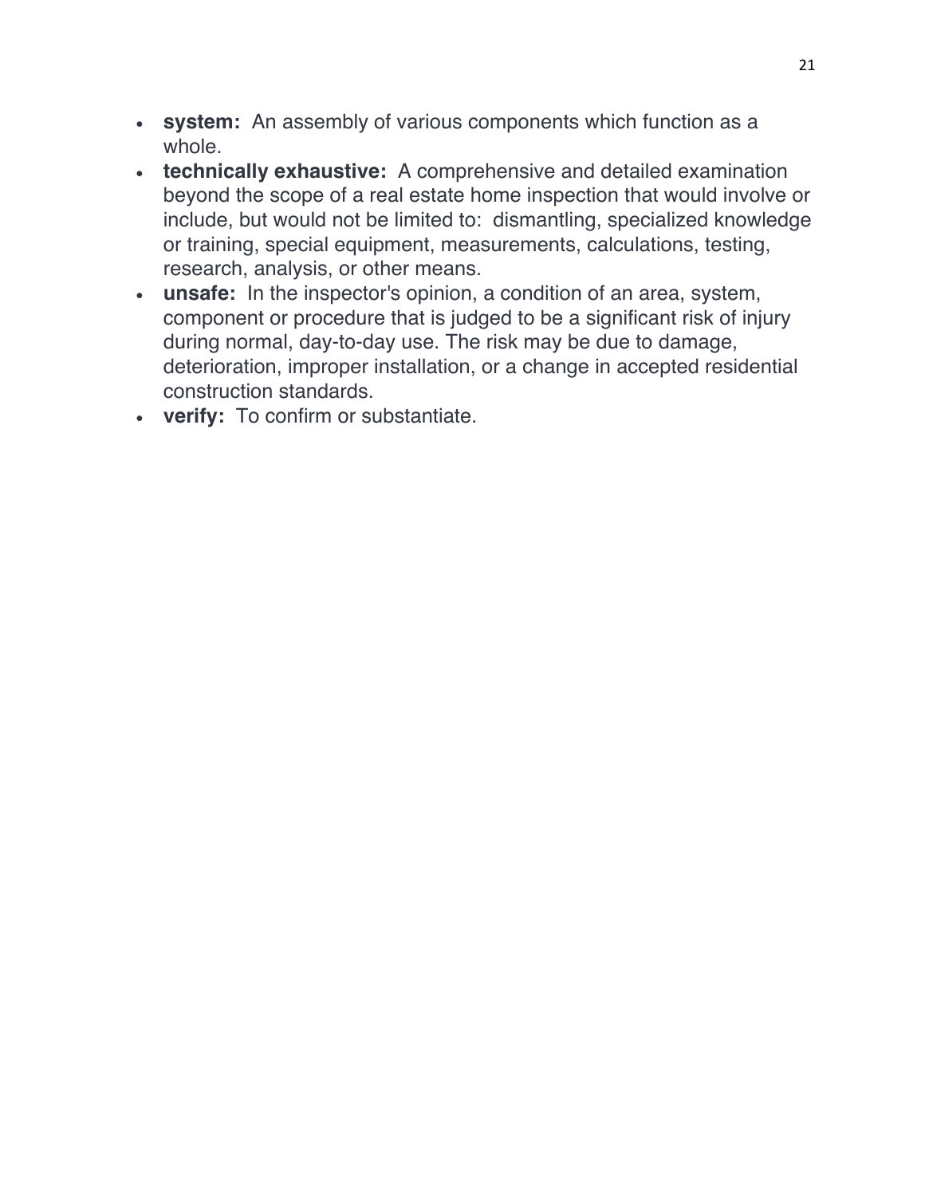- **system:** An assembly of various components which function as a whole.
- **technically exhaustive:** A comprehensive and detailed examination beyond the scope of a real estate home inspection that would involve or include, but would not be limited to: dismantling, specialized knowledge or training, special equipment, measurements, calculations, testing, research, analysis, or other means.
- **unsafe:** In the inspector's opinion, a condition of an area, system, component or procedure that is judged to be a significant risk of injury during normal, day-to-day use. The risk may be due to damage, deterioration, improper installation, or a change in accepted residential construction standards.
- **verify:** To confirm or substantiate.